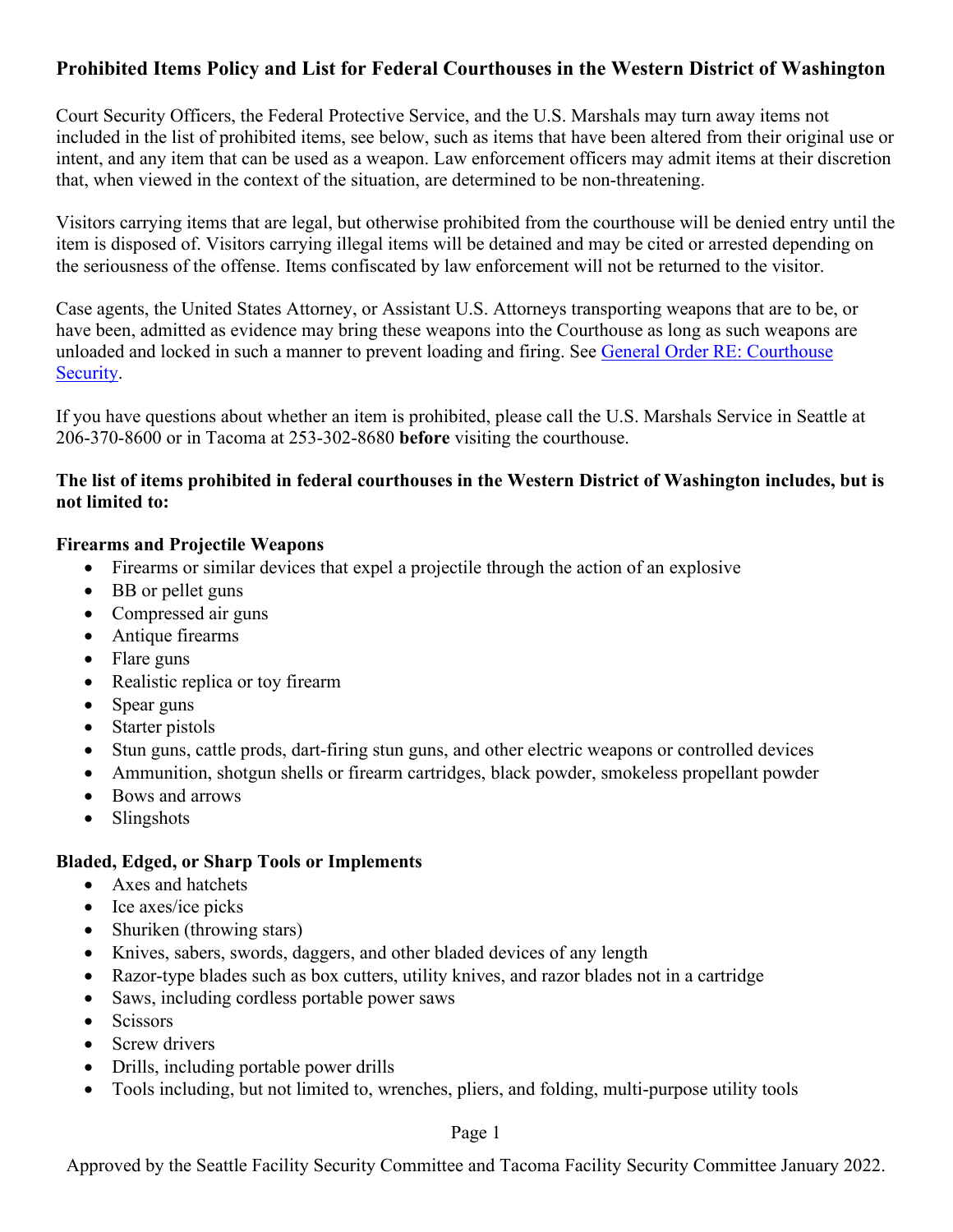# Prohibited Items Policy and List for Federal Courthouses in the Western District of Washington

Court Security Officers, the Federal Protective Service, and the U.S. Marshals may turn away items not included in the list of prohibited items, see below, such as items that have been altered from their original use or intent, and any item that can be used as a weapon. Law enforcement officers may admit items at their discretion that, when viewed in the context of the situation, are determined to be non-threatening.

Visitors carrying items that are legal, but otherwise prohibited from the courthouse will be denied entry until the item is disposed of. Visitors carrying illegal items will be detained and may be cited or arrested depending on the seriousness of the offense. Items confiscated by law enforcement will not be returned to the visitor.

Case agents, the United States Attorney, or Assistant U.S. Attorneys transporting weapons that are to be, or have been, admitted as evidence may bring these weapons into the Courthouse as long as such weapons are unloaded and locked in such a manner to prevent loading and firing. See General Order RE: Courthouse Security.

If you have questions about whether an item is prohibited, please call the U.S. Marshals Service in Seattle at 206-370-8600 or in Tacoma at 253-302-8680 **before** visiting the courthouse.

**The list of items prohibited in federal courthouses in the Western District of Washington includes, but is not limited to:**

**Firearms and Projectile Weapons**

- Firearms or similar devices that expel a projectile through the action of an explosive
- BB or pellet guns
- Compressed air guns
- Antique firearms
- Flare guns
- Realistic replica or toy firearm
- Spear guns
- Starter pistols
- Stun guns, cattle prods, dart-firing stun guns, and other electric weapons or controlled devices
- Ammunition, shotgun shells or firearm cartridges, black powder, smokeless propellant powder
- Bows and arrows
- Slingshots

**Bladed, Edged, or Sharp Tools or Implements**

- Axes and hatchets
- Ice axes/ice picks
- Shuriken (throwing stars)
- Knives, sabers, swords, daggers, and other bladed devices of any length
- Razor-type blades such as box cutters, utility knives, and razor blades not in a cartridge
- Saws, including cordless portable power saws
- Scissors
- Screw drivers
- Drills, including portable power drills
- Tools including, but not limited to, wrenches, pliers, and folding, multi-purpose utility tools

Approved by the Seattle Facility Security Committee and Tacoma Facility Security Committee January 2022.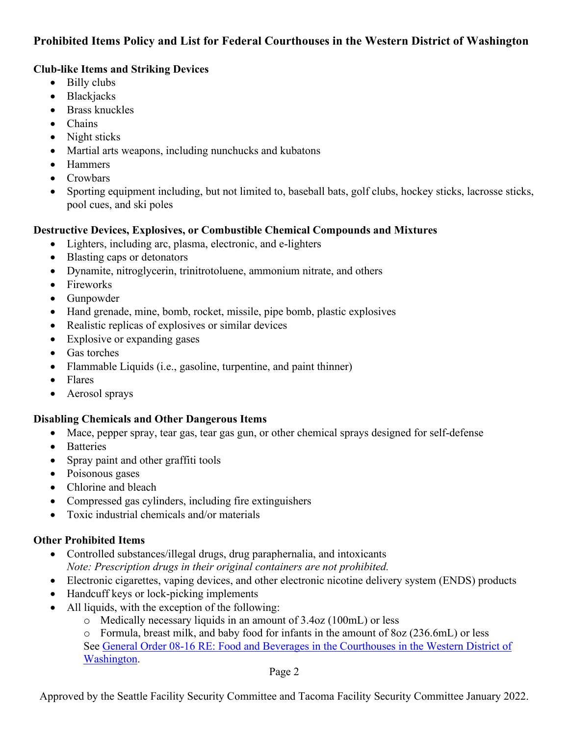# Prohibited Items Policy and List for Federal Courthouses in the Western District of Washington

### Club-like Items and Striking Devices

- Billy clubs
- Blackjacks
- Brass knuckles
- Chains
- Night sticks
- Martial arts weapons, including nunchucks and kubatons
- Hammers
- Crowbars
- Sporting equipment including, but not limited to, baseball bats, golf clubs, hockey sticks, lacrosse sticks, pool cues, and ski poles

### Destructive Devices, Explosives, or Combustible Chemical Compounds and Mixtures

- Lighters, including arc, plasma, electronic, and e-lighters
- Blasting caps or detonators
- Dynamite, nitroglycerin, trinitrotoluene, ammonium nitrate, and others
- Fireworks
- Gunpowder
- Hand grenade, mine, bomb, rocket, missile, pipe bomb, plastic explosives
- Realistic replicas of explosives or similar devices
- Explosive or expanding gases
- Gas torches
- Flammable Liquids (i.e., gasoline, turpentine, and paint thinner)
- Flares
- Aerosol sprays

### Disabling Chemicals and Other Dangerous Items

- Mace, pepper spray, tear gas, tear gas gun, or other chemical sprays designed for self-defense
- Batteries
- Spray paint and other graffiti tools
- Poisonous gases
- Chlorine and bleach
- Compressed gas cylinders, including fire extinguishers
- Toxic industrial chemicals and/or materials

### Other Prohibited Items

- Controlled substances/illegal drugs, drug paraphernalia, and intoxicants
  *Note: Prescription drugs in their original containers are not prohibited.*
- Electronic cigarettes, vaping devices, and other electronic nicotine delivery system (ENDS) products
- Handcuff keys or lock-picking implements
- All liquids, with the exception of the following:
  - Medically necessary liquids in an amount of 3.4oz (100mL) or less
  - Formula, breast milk, and baby food for infants in the amount of 8oz (236.6mL) or less

  See [General Order 08-16 RE: Food and Beverages in the Courthouses in the Western District of Washington]().

Approved by the Seattle Facility Security Committee and Tacoma Facility Security Committee January 2022.